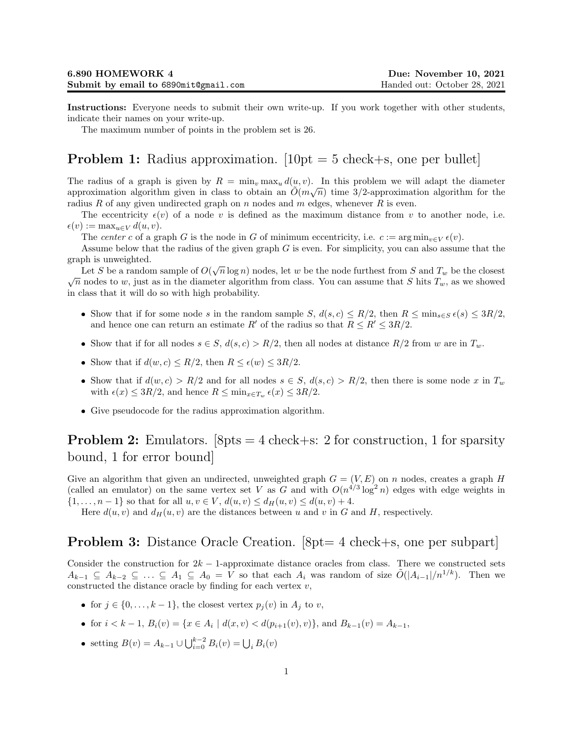**6.890 HOMEWORK 4** | **Due: November 10, 2021**
**Submit by email to 6890mit@gmail.com** | Handed out: October 28, 2021

**Instructions:** Everyone needs to submit their own write-up. If you work together with other students, indicate their names on your write-up.

The maximum number of points in the problem set is 26.

## Problem 1: Radius approximation. [10pt = 5 check+s, one per bullet]

The radius of a graph is given by $R = \min_v \max_u d(u, v)$. In this problem we will adapt the diameter approximation algorithm given in class to obtain an $\tilde{O}(m\sqrt{n})$ time 3/2-approximation algorithm for the radius $R$ of any given undirected graph on $n$ nodes and $m$ edges, whenever $R$ is even.

The eccentricity $\epsilon(v)$ of a node $v$ is defined as the maximum distance from $v$ to another node, i.e. $\epsilon(v) := \max_{u \in V} d(u, v)$.

The *center* $c$ of a graph $G$ is the node in $G$ of minimum eccentricity, i.e. $c := \arg\min_{v \in V} \epsilon(v)$.

Assume below that the radius of the given graph $G$ is even. For simplicity, you can also assume that the graph is unweighted.

Let $S$ be a random sample of $O(\sqrt{n}\log n)$ nodes, let $w$ be the node furthest from $S$ and $T_w$ be the closest $\sqrt{n}$ nodes to $w$, just as in the diameter algorithm from class. You can assume that $S$ hits $T_w$, as we showed in class that it will do so with high probability.

- Show that if for some node $s$ in the random sample $S$, $d(s, c) \leq R/2$, then $R \leq \min_{s \in S} \epsilon(s) \leq 3R/2$, and hence one can return an estimate $R'$ of the radius so that $R \leq R' \leq 3R/2$.
- Show that if for all nodes $s \in S$, $d(s, c) > R/2$, then all nodes at distance $R/2$ from $w$ are in $T_w$.
- Show that if $d(w, c) \leq R/2$, then $R \leq \epsilon(w) \leq 3R/2$.
- Show that if $d(w, c) > R/2$ and for all nodes $s \in S$, $d(s, c) > R/2$, then there is some node $x$ in $T_w$ with $\epsilon(x) \leq 3R/2$, and hence $R \leq \min_{x \in T_w} \epsilon(x) \leq 3R/2$.
- Give pseudocode for the radius approximation algorithm.

## Problem 2: Emulators. [8pts = 4 check+s: 2 for construction, 1 for sparsity bound, 1 for error bound]

Give an algorithm that given an undirected, unweighted graph $G = (V, E)$ on $n$ nodes, creates a graph $H$ (called an emulator) on the same vertex set $V$ as $G$ and with $O(n^{4/3}\log^2 n)$ edges with edge weights in $\{1, \ldots, n-1\}$ so that for all $u, v \in V$, $d(u, v) \leq d_H(u, v) \leq d(u, v) + 4$.

Here $d(u, v)$ and $d_H(u, v)$ are the distances between $u$ and $v$ in $G$ and $H$, respectively.

## Problem 3: Distance Oracle Creation. [8pt= 4 check+s, one per subpart]

Consider the construction for $2k-1$-approximate distance oracles from class. There we constructed sets $A_{k-1} \subseteq A_{k-2} \subseteq \ldots \subseteq A_1 \subseteq A_0 = V$ so that each $A_i$ was random of size $\tilde{O}(|A_{i-1}|/n^{1/k})$. Then we constructed the distance oracle by finding for each vertex $v$,

- for $j \in \{0, \ldots, k-1\}$, the closest vertex $p_j(v)$ in $A_j$ to $v$,
- for $i < k-1$, $B_i(v) = \{x \in A_i \mid d(x, v) < d(p_{i+1}(v), v)\}$, and $B_{k-1}(v) = A_{k-1}$,
- setting $B(v) = A_{k-1} \cup \bigcup_{i=0}^{k-2} B_i(v) = \bigcup_i B_i(v)$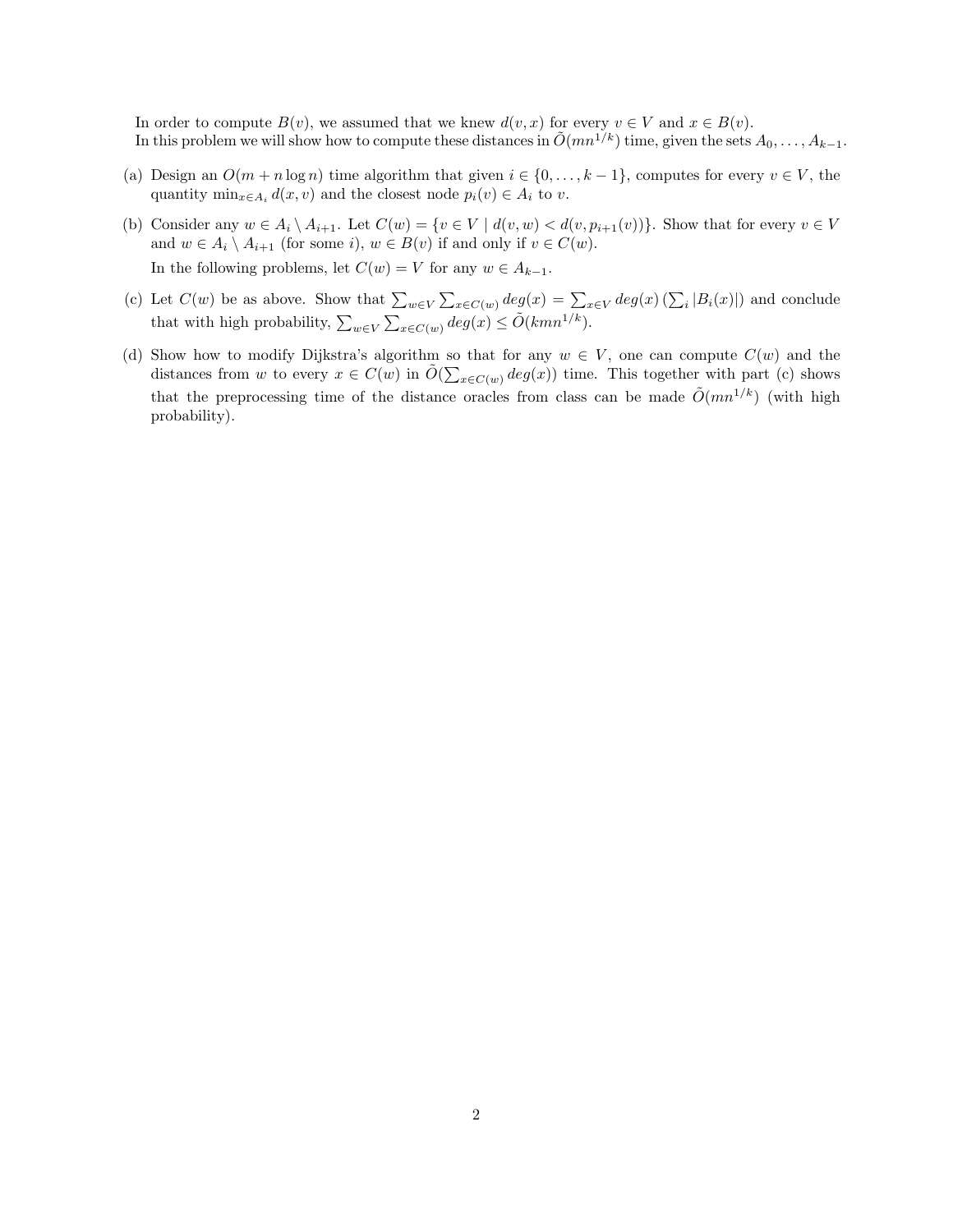In order to compute $B(v)$, we assumed that we knew $d(v, x)$ for every $v \in V$ and $x \in B(v)$.
In this problem we will show how to compute these distances in $\tilde{O}(mn^{1/k})$ time, given the sets $A_0, \ldots, A_{k-1}$.

(a) Design an $O(m + n \log n)$ time algorithm that given $i \in \{0, \ldots, k-1\}$, computes for every $v \in V$, the quantity $\min_{x \in A_i} d(x, v)$ and the closest node $p_i(v) \in A_i$ to $v$.

(b) Consider any $w \in A_i \setminus A_{i+1}$. Let $C(w) = \{v \in V \mid d(v, w) < d(v, p_{i+1}(v))\}$. Show that for every $v \in V$ and $w \in A_i \setminus A_{i+1}$ (for some $i$), $w \in B(v)$ if and only if $v \in C(w)$.

In the following problems, let $C(w) = V$ for any $w \in A_{k-1}$.

(c) Let $C(w)$ be as above. Show that $\sum_{w \in V} \sum_{x \in C(w)} deg(x) = \sum_{x \in V} deg(x) \left(\sum_i |B_i(x)|\right)$ and conclude that with high probability, $\sum_{w \in V} \sum_{x \in C(w)} deg(x) \leq \tilde{O}(kmn^{1/k})$.

(d) Show how to modify Dijkstra's algorithm so that for any $w \in V$, one can compute $C(w)$ and the distances from $w$ to every $x \in C(w)$ in $\tilde{O}(\sum_{x \in C(w)} deg(x))$ time. This together with part (c) shows that the preprocessing time of the distance oracles from class can be made $\tilde{O}(mn^{1/k})$ (with high probability).